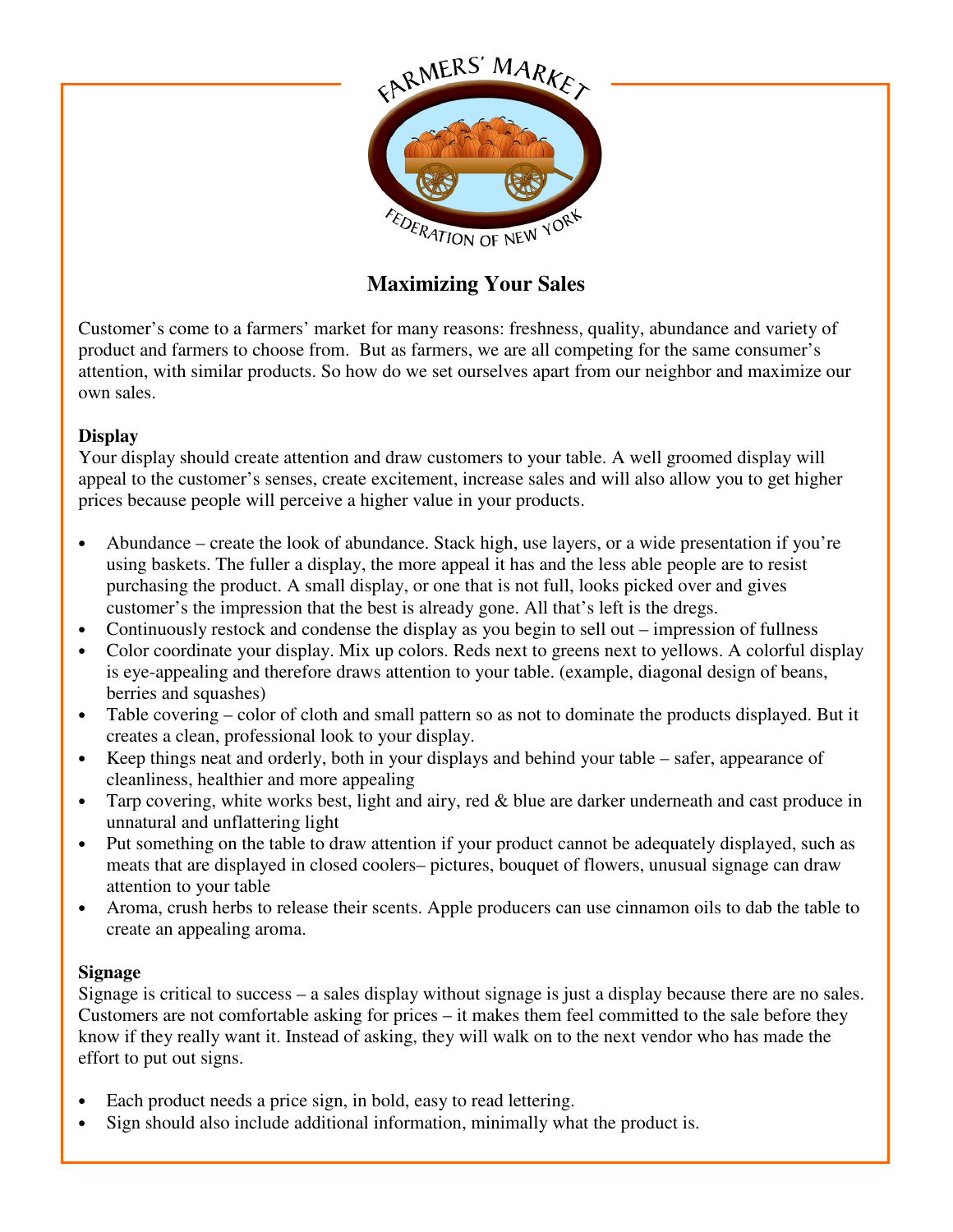FARMERS' MARKET FEDERATION OF NEW YORK

# Maximizing Your Sales

Customer's come to a farmers' market for many reasons: freshness, quality, abundance and variety of product and farmers to choose from. But as farmers, we are all competing for the same consumer's attention, with similar products. So how do we set ourselves apart from our neighbor and maximize our own sales.

**Display**

Your display should create attention and draw customers to your table. A well groomed display will appeal to the customer's senses, create excitement, increase sales and will also allow you to get higher prices because people will perceive a higher value in your products.

- Abundance – create the look of abundance. Stack high, use layers, or a wide presentation if you're using baskets. The fuller a display, the more appeal it has and the less able people are to resist purchasing the product. A small display, or one that is not full, looks picked over and gives customer's the impression that the best is already gone. All that's left is the dregs.
- Continuously restock and condense the display as you begin to sell out – impression of fullness
- Color coordinate your display. Mix up colors. Reds next to greens next to yellows. A colorful display is eye-appealing and therefore draws attention to your table. (example, diagonal design of beans, berries and squashes)
- Table covering – color of cloth and small pattern so as not to dominate the products displayed. But it creates a clean, professional look to your display.
- Keep things neat and orderly, both in your displays and behind your table – safer, appearance of cleanliness, healthier and more appealing
- Tarp covering, white works best, light and airy, red & blue are darker underneath and cast produce in unnatural and unflattering light
- Put something on the table to draw attention if your product cannot be adequately displayed, such as meats that are displayed in closed coolers– pictures, bouquet of flowers, unusual signage can draw attention to your table
- Aroma, crush herbs to release their scents. Apple producers can use cinnamon oils to dab the table to create an appealing aroma.

**Signage**

Signage is critical to success – a sales display without signage is just a display because there are no sales. Customers are not comfortable asking for prices – it makes them feel committed to the sale before they know if they really want it. Instead of asking, they will walk on to the next vendor who has made the effort to put out signs.

- Each product needs a price sign, in bold, easy to read lettering.
- Sign should also include additional information, minimally what the product is.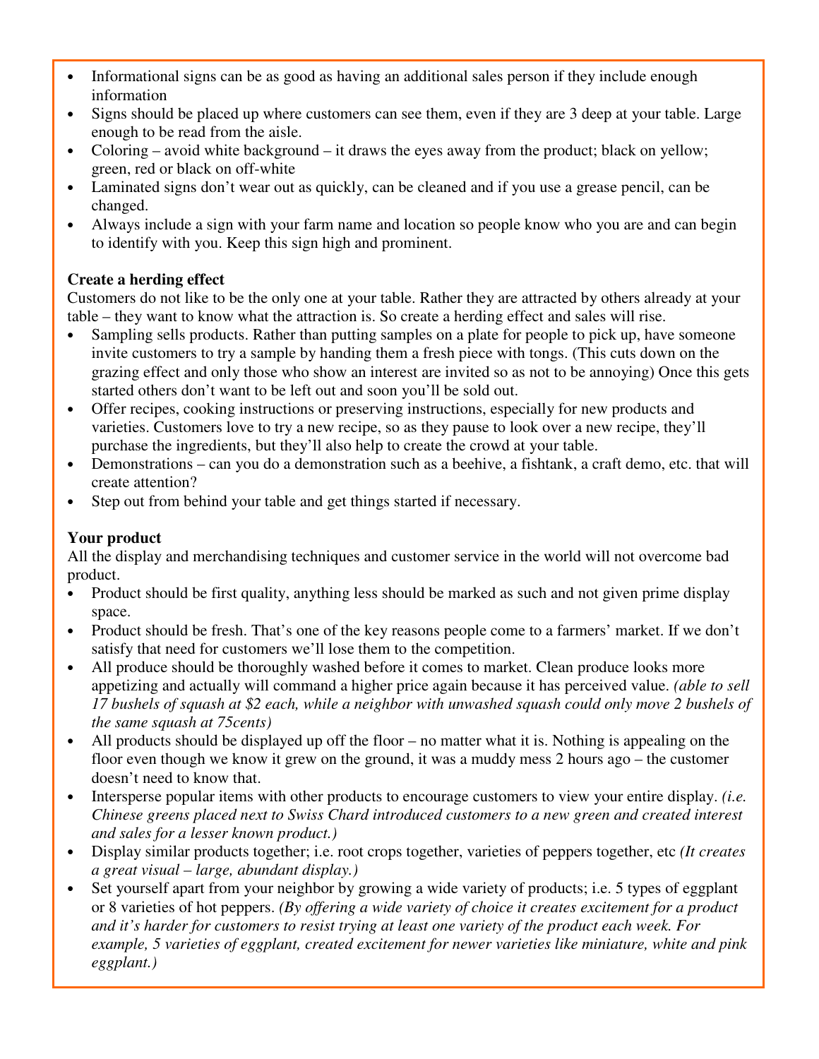- Informational signs can be as good as having an additional sales person if they include enough information
- Signs should be placed up where customers can see them, even if they are 3 deep at your table. Large enough to be read from the aisle.
- Coloring – avoid white background – it draws the eyes away from the product; black on yellow; green, red or black on off-white
- Laminated signs don't wear out as quickly, can be cleaned and if you use a grease pencil, can be changed.
- Always include a sign with your farm name and location so people know who you are and can begin to identify with you. Keep this sign high and prominent.

**Create a herding effect**

Customers do not like to be the only one at your table. Rather they are attracted by others already at your table – they want to know what the attraction is. So create a herding effect and sales will rise.

- Sampling sells products. Rather than putting samples on a plate for people to pick up, have someone invite customers to try a sample by handing them a fresh piece with tongs. (This cuts down on the grazing effect and only those who show an interest are invited so as not to be annoying) Once this gets started others don't want to be left out and soon you'll be sold out.
- Offer recipes, cooking instructions or preserving instructions, especially for new products and varieties. Customers love to try a new recipe, so as they pause to look over a new recipe, they'll purchase the ingredients, but they'll also help to create the crowd at your table.
- Demonstrations – can you do a demonstration such as a beehive, a fishtank, a craft demo, etc. that will create attention?
- Step out from behind your table and get things started if necessary.

**Your product**

All the display and merchandising techniques and customer service in the world will not overcome bad product.

- Product should be first quality, anything less should be marked as such and not given prime display space.
- Product should be fresh. That's one of the key reasons people come to a farmers' market. If we don't satisfy that need for customers we'll lose them to the competition.
- All produce should be thoroughly washed before it comes to market. Clean produce looks more appetizing and actually will command a higher price again because it has perceived value. *(able to sell 17 bushels of squash at $2 each, while a neighbor with unwashed squash could only move 2 bushels of the same squash at 75cents)*
- All products should be displayed up off the floor – no matter what it is. Nothing is appealing on the floor even though we know it grew on the ground, it was a muddy mess 2 hours ago – the customer doesn't need to know that.
- Intersperse popular items with other products to encourage customers to view your entire display. *(i.e. Chinese greens placed next to Swiss Chard introduced customers to a new green and created interest and sales for a lesser known product.)*
- Display similar products together; i.e. root crops together, varieties of peppers together, etc *(It creates a great visual – large, abundant display.)*
- Set yourself apart from your neighbor by growing a wide variety of products; i.e. 5 types of eggplant or 8 varieties of hot peppers. *(By offering a wide variety of choice it creates excitement for a product and it's harder for customers to resist trying at least one variety of the product each week. For example, 5 varieties of eggplant, created excitement for newer varieties like miniature, white and pink eggplant.)*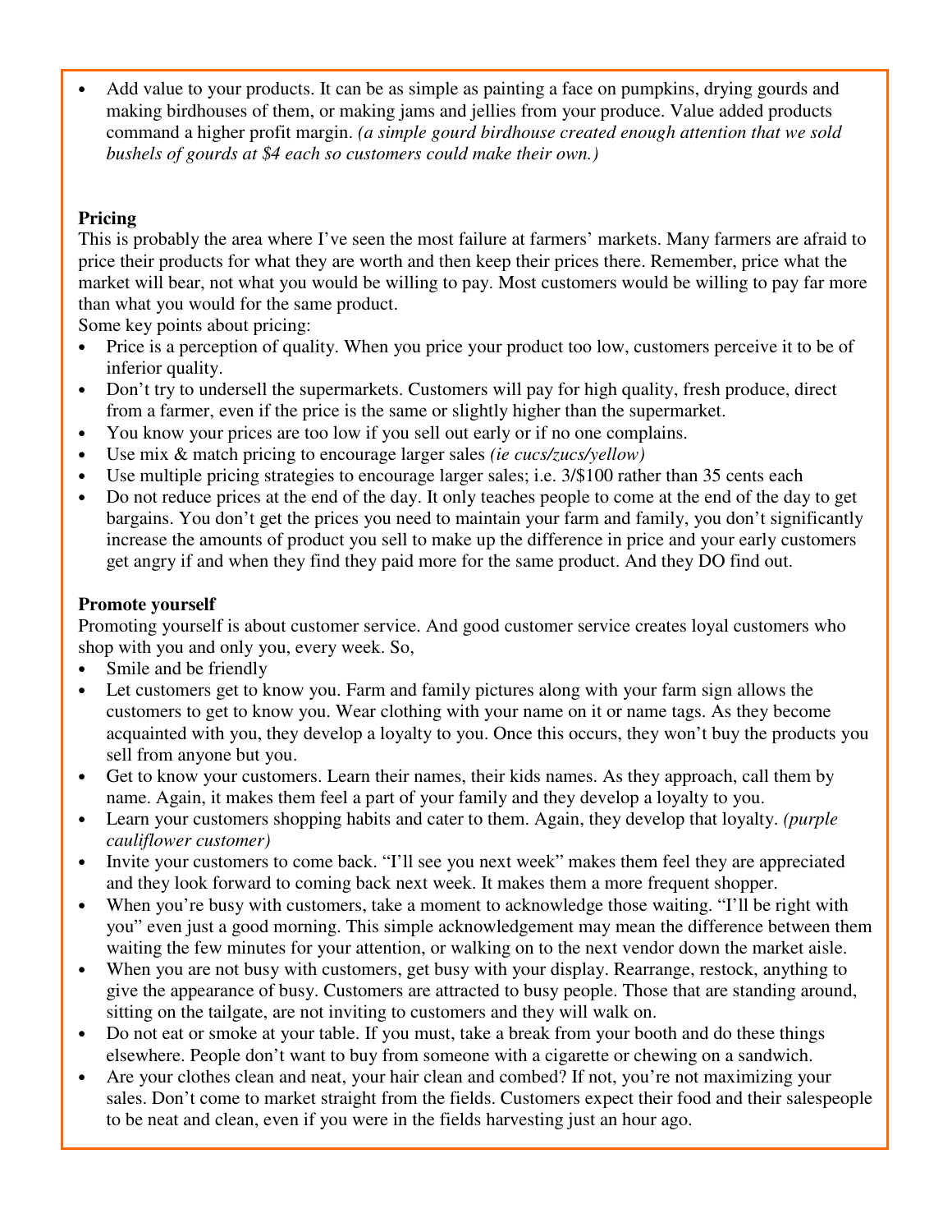- Add value to your products. It can be as simple as painting a face on pumpkins, drying gourds and making birdhouses of them, or making jams and jellies from your produce. Value added products command a higher profit margin. *(a simple gourd birdhouse created enough attention that we sold bushels of gourds at $4 each so customers could make their own.)*

**Pricing**

This is probably the area where I've seen the most failure at farmers' markets. Many farmers are afraid to price their products for what they are worth and then keep their prices there. Remember, price what the market will bear, not what you would be willing to pay. Most customers would be willing to pay far more than what you would for the same product.

Some key points about pricing:

- Price is a perception of quality. When you price your product too low, customers perceive it to be of inferior quality.
- Don't try to undersell the supermarkets. Customers will pay for high quality, fresh produce, direct from a farmer, even if the price is the same or slightly higher than the supermarket.
- You know your prices are too low if you sell out early or if no one complains.
- Use mix & match pricing to encourage larger sales *(ie cucs/zucs/yellow)*
- Use multiple pricing strategies to encourage larger sales; i.e. 3/$100 rather than 35 cents each
- Do not reduce prices at the end of the day. It only teaches people to come at the end of the day to get bargains. You don't get the prices you need to maintain your farm and family, you don't significantly increase the amounts of product you sell to make up the difference in price and your early customers get angry if and when they find they paid more for the same product. And they DO find out.

**Promote yourself**

Promoting yourself is about customer service. And good customer service creates loyal customers who shop with you and only you, every week. So,

- Smile and be friendly
- Let customers get to know you. Farm and family pictures along with your farm sign allows the customers to get to know you. Wear clothing with your name on it or name tags. As they become acquainted with you, they develop a loyalty to you. Once this occurs, they won't buy the products you sell from anyone but you.
- Get to know your customers. Learn their names, their kids names. As they approach, call them by name. Again, it makes them feel a part of your family and they develop a loyalty to you.
- Learn your customers shopping habits and cater to them. Again, they develop that loyalty. *(purple cauliflower customer)*
- Invite your customers to come back. "I'll see you next week" makes them feel they are appreciated and they look forward to coming back next week. It makes them a more frequent shopper.
- When you're busy with customers, take a moment to acknowledge those waiting. "I'll be right with you" even just a good morning. This simple acknowledgement may mean the difference between them waiting the few minutes for your attention, or walking on to the next vendor down the market aisle.
- When you are not busy with customers, get busy with your display. Rearrange, restock, anything to give the appearance of busy. Customers are attracted to busy people. Those that are standing around, sitting on the tailgate, are not inviting to customers and they will walk on.
- Do not eat or smoke at your table. If you must, take a break from your booth and do these things elsewhere. People don't want to buy from someone with a cigarette or chewing on a sandwich.
- Are your clothes clean and neat, your hair clean and combed? If not, you're not maximizing your sales. Don't come to market straight from the fields. Customers expect their food and their salespeople to be neat and clean, even if you were in the fields harvesting just an hour ago.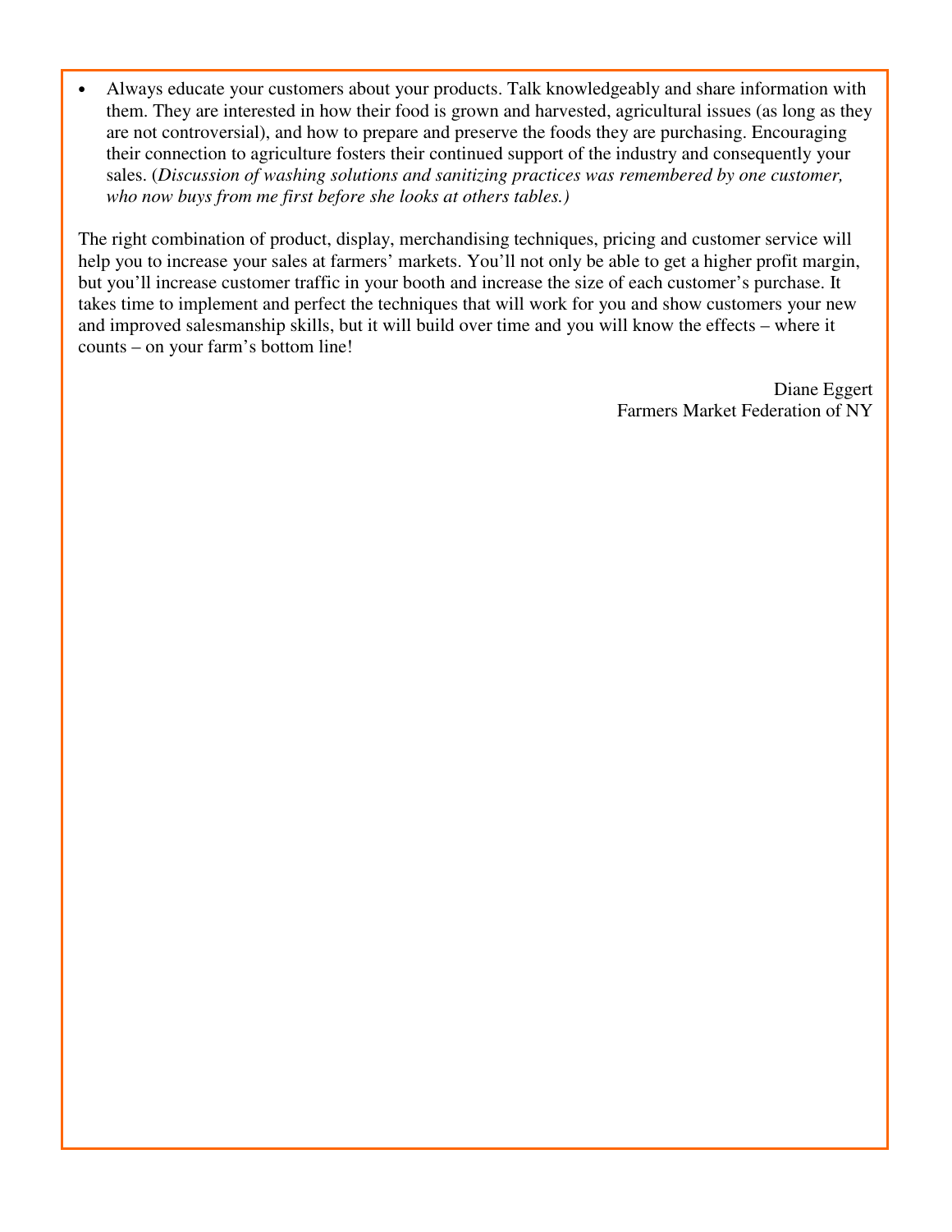- Always educate your customers about your products. Talk knowledgeably and share information with them. They are interested in how their food is grown and harvested, agricultural issues (as long as they are not controversial), and how to prepare and preserve the foods they are purchasing. Encouraging their connection to agriculture fosters their continued support of the industry and consequently your sales. (*Discussion of washing solutions and sanitizing practices was remembered by one customer, who now buys from me first before she looks at others tables.)*

The right combination of product, display, merchandising techniques, pricing and customer service will help you to increase your sales at farmers' markets. You'll not only be able to get a higher profit margin, but you'll increase customer traffic in your booth and increase the size of each customer's purchase. It takes time to implement and perfect the techniques that will work for you and show customers your new and improved salesmanship skills, but it will build over time and you will know the effects – where it counts – on your farm's bottom line!

Diane Eggert
Farmers Market Federation of NY